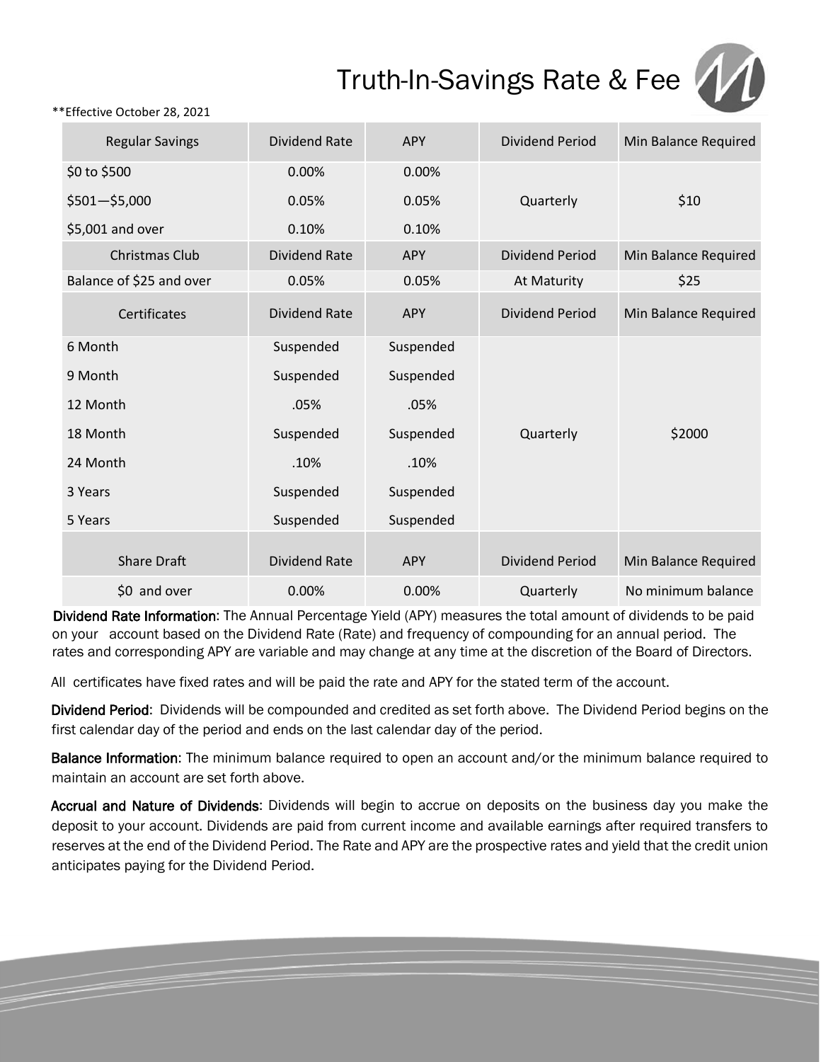# Truth-In-Savings Rate & Fee

**Effective October 28, 2021

| Regular Savings | Dividend Rate | APY | Dividend Period | Min Balance Required |
|---|---|---|---|---|
| $0 to $500 | 0.00% | 0.00% | | |
| $501—$5,000 | 0.05% | 0.05% | Quarterly | $10 |
| $5,001 and over | 0.10% | 0.10% | | |
| Christmas Club | Dividend Rate | APY | Dividend Period | Min Balance Required |
| Balance of $25 and over | 0.05% | 0.05% | At Maturity | $25 |
| Certificates | Dividend Rate | APY | Dividend Period | Min Balance Required |
| 6 Month | Suspended | Suspended | | |
| 9 Month | Suspended | Suspended | | |
| 12 Month | .05% | .05% | | |
| 18 Month | Suspended | Suspended | Quarterly | $2000 |
| 24 Month | .10% | .10% | | |
| 3 Years | Suspended | Suspended | | |
| 5 Years | Suspended | Suspended | | |
| Share Draft | Dividend Rate | APY | Dividend Period | Min Balance Required |
| $0 and over | 0.00% | 0.00% | Quarterly | No minimum balance |

**Dividend Rate Information**: The Annual Percentage Yield (APY) measures the total amount of dividends to be paid on your account based on the Dividend Rate (Rate) and frequency of compounding for an annual period. The rates and corresponding APY are variable and may change at any time at the discretion of the Board of Directors.

All certificates have fixed rates and will be paid the rate and APY for the stated term of the account.

**Dividend Period**: Dividends will be compounded and credited as set forth above. The Dividend Period begins on the first calendar day of the period and ends on the last calendar day of the period.

**Balance Information**: The minimum balance required to open an account and/or the minimum balance required to maintain an account are set forth above.

**Accrual and Nature of Dividends**: Dividends will begin to accrue on deposits on the business day you make the deposit to your account. Dividends are paid from current income and available earnings after required transfers to reserves at the end of the Dividend Period. The Rate and APY are the prospective rates and yield that the credit union anticipates paying for the Dividend Period.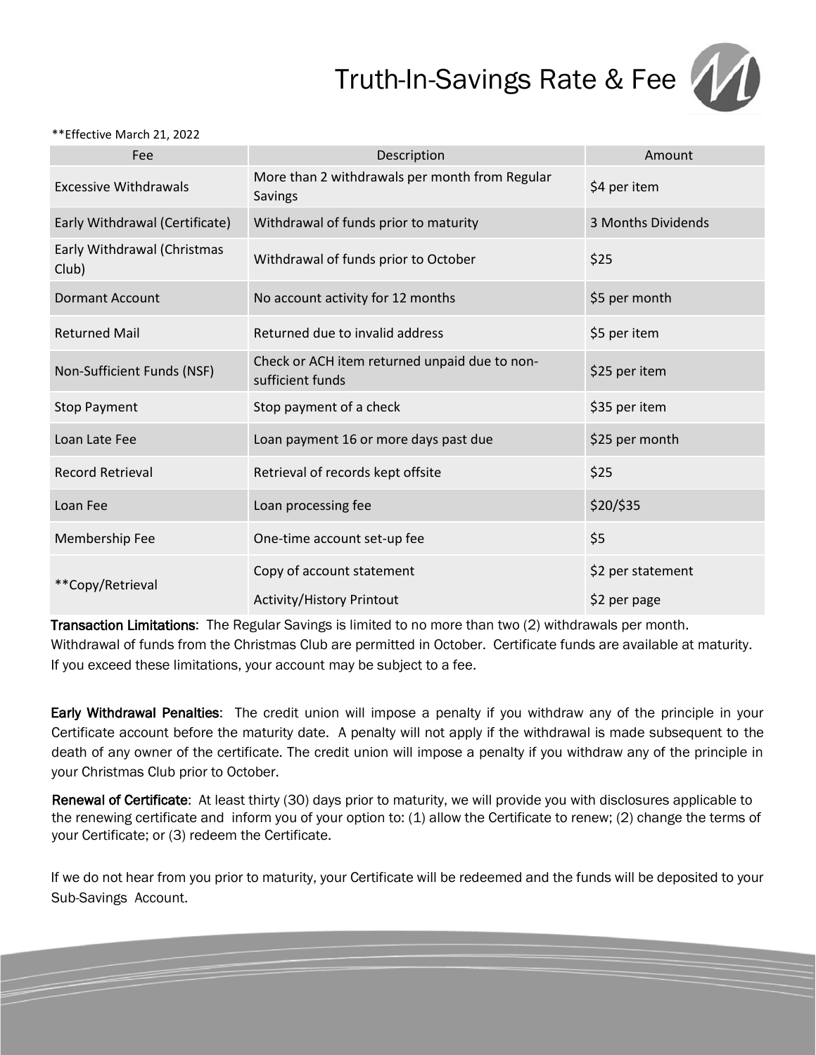# Truth-In-Savings Rate & Fee

**Effective March 21, 2022

| Fee | Description | Amount |
|---|---|---|
| Excessive Withdrawals | More than 2 withdrawals per month from Regular Savings | $4 per item |
| Early Withdrawal (Certificate) | Withdrawal of funds prior to maturity | 3 Months Dividends |
| Early Withdrawal (Christmas Club) | Withdrawal of funds prior to October | $25 |
| Dormant Account | No account activity for 12 months | $5 per month |
| Returned Mail | Returned due to invalid address | $5 per item |
| Non-Sufficient Funds (NSF) | Check or ACH item returned unpaid due to non-sufficient funds | $25 per item |
| Stop Payment | Stop payment of a check | $35 per item |
| Loan Late Fee | Loan payment 16 or more days past due | $25 per month |
| Record Retrieval | Retrieval of records kept offsite | $25 |
| Loan Fee | Loan processing fee | $20/$35 |
| Membership Fee | One-time account set-up fee | $5 |
| **Copy/Retrieval | Copy of account statement | $2 per statement |
| | Activity/History Printout | $2 per page |

**Transaction Limitations**: The Regular Savings is limited to no more than two (2) withdrawals per month. Withdrawal of funds from the Christmas Club are permitted in October. Certificate funds are available at maturity. If you exceed these limitations, your account may be subject to a fee.

**Early Withdrawal Penalties**: The credit union will impose a penalty if you withdraw any of the principle in your Certificate account before the maturity date. A penalty will not apply if the withdrawal is made subsequent to the death of any owner of the certificate. The credit union will impose a penalty if you withdraw any of the principle in your Christmas Club prior to October.

**Renewal of Certificate**: At least thirty (30) days prior to maturity, we will provide you with disclosures applicable to the renewing certificate and inform you of your option to: (1) allow the Certificate to renew; (2) change the terms of your Certificate; or (3) redeem the Certificate.

If we do not hear from you prior to maturity, your Certificate will be redeemed and the funds will be deposited to your Sub-Savings Account.